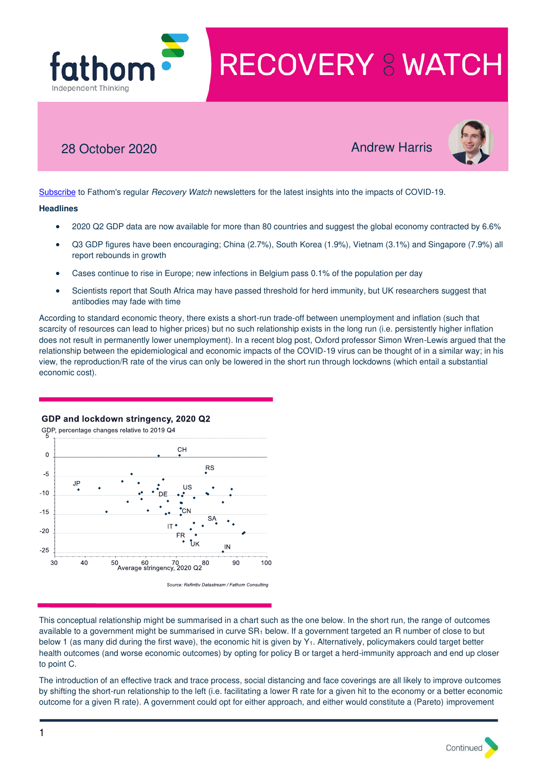# RECOVERY WATCH

fathom
Independent Thinking

28 October 2020

Andrew Harris

[Subscribe](#) to Fathom's regular *Recovery Watch* newsletters for the latest insights into the impacts of COVID-19.

**Headlines**

- 2020 Q2 GDP data are now available for more than 80 countries and suggest the global economy contracted by 6.6%
- Q3 GDP figures have been encouraging; China (2.7%), South Korea (1.9%), Vietnam (3.1%) and Singapore (7.9%) all report rebounds in growth
- Cases continue to rise in Europe; new infections in Belgium pass 0.1% of the population per day
- Scientists report that South Africa may have passed threshold for herd immunity, but UK researchers suggest that antibodies may fade with time

According to standard economic theory, there exists a short-run trade-off between unemployment and inflation (such that scarcity of resources can lead to higher prices) but no such relationship exists in the long run (i.e. persistently higher inflation does not result in permanently lower unemployment). In a recent blog post, Oxford professor Simon Wren-Lewis argued that the relationship between the epidemiological and economic impacts of the COVID-19 virus can be thought of in a similar way; in his view, the reproduction/R rate of the virus can only be lowered in the short run through lockdowns (which entail a substantial economic cost).

**GDP and lockdown stringency, 2020 Q2**

GDP, percentage changes relative to 2019 Q4

Source: Refinitiv Datastream / Fathom Consulting

This conceptual relationship might be summarised in a chart such as the one below. In the short run, the range of outcomes available to a government might be summarised in curve $SR_1$ below. If a government targeted an R number of close to but below 1 (as many did during the first wave), the economic hit is given by $Y_1$. Alternatively, policymakers could target better health outcomes (and worse economic outcomes) by opting for policy B or target a herd-immunity approach and end up closer to point C.

The introduction of an effective track and trace process, social distancing and face coverings are all likely to improve outcomes by shifting the short-run relationship to the left (i.e. facilitating a lower R rate for a given hit to the economy or a better economic outcome for a given R rate). A government could opt for either approach, and either would constitute a (Pareto) improvement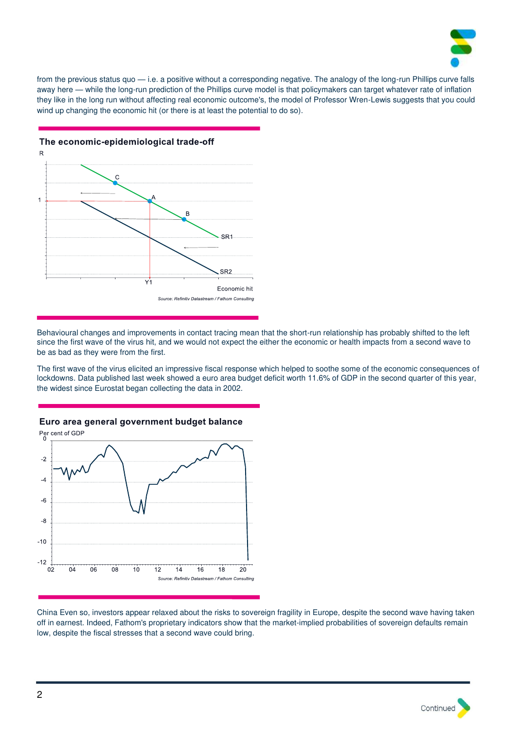from the previous status quo — i.e. a positive without a corresponding negative. The analogy of the long-run Phillips curve falls away here — while the long-run prediction of the Phillips curve model is that policymakers can target whatever rate of inflation they like in the long run without affecting real economic outcome's, the model of Professor Wren-Lewis suggests that you could wind up changing the economic hit (or there is at least the potential to do so).

**The economic-epidemiological trade-off**

Source: Refinitiv Datastream / Fathom Consulting

Behavioural changes and improvements in contact tracing mean that the short-run relationship has probably shifted to the left since the first wave of the virus hit, and we would not expect the either the economic or health impacts from a second wave to be as bad as they were from the first.

The first wave of the virus elicited an impressive fiscal response which helped to soothe some of the economic consequences of lockdowns. Data published last week showed a euro area budget deficit worth 11.6% of GDP in the second quarter of this year, the widest since Eurostat began collecting the data in 2002.

**Euro area general government budget balance**

Source: Refinitiv Datastream / Fathom Consulting

China Even so, investors appear relaxed about the risks to sovereign fragility in Europe, despite the second wave having taken off in earnest. Indeed, Fathom's proprietary indicators show that the market-implied probabilities of sovereign defaults remain low, despite the fiscal stresses that a second wave could bring.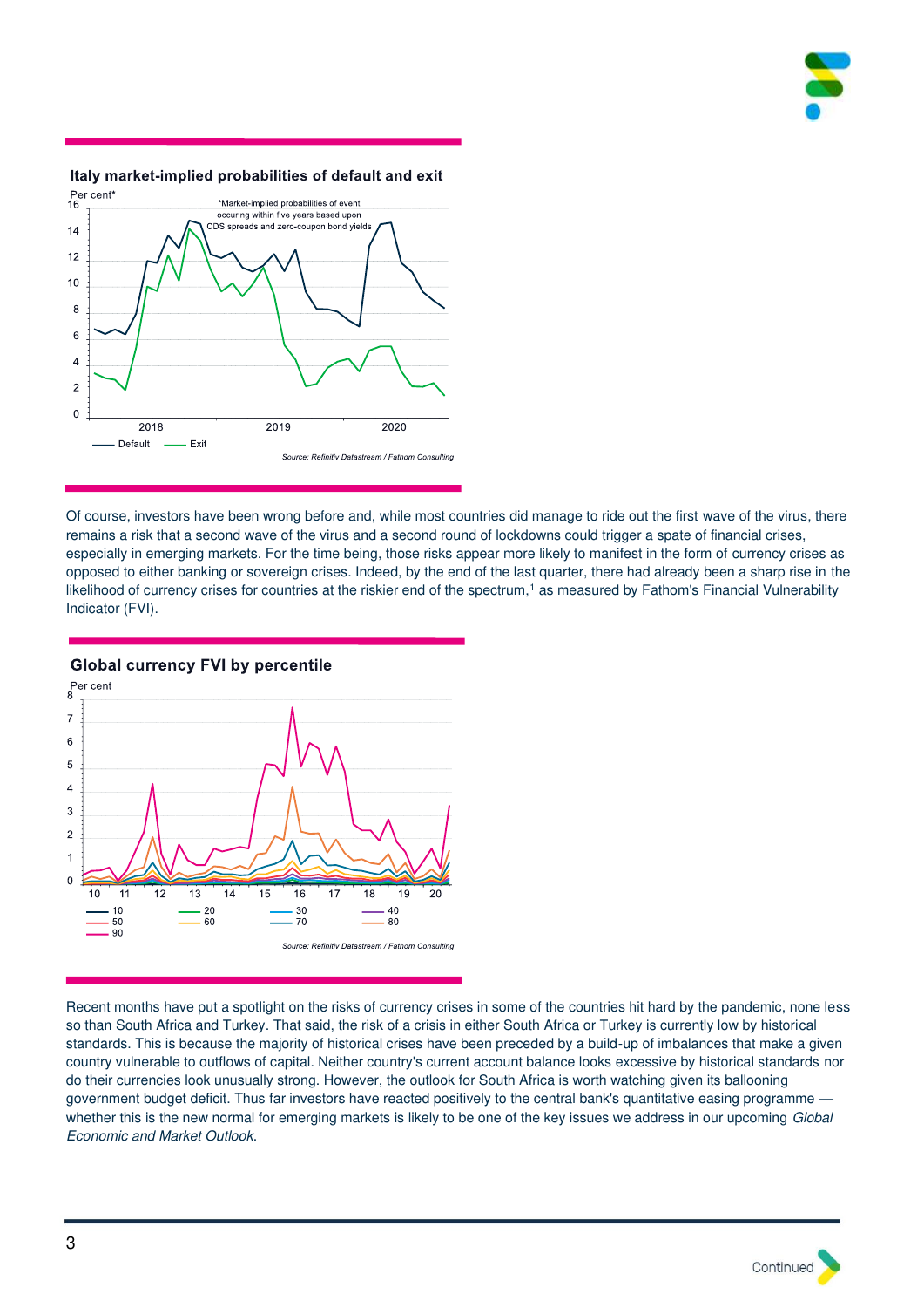### Italy market-implied probabilities of default and exit

Per cent*

*Market-implied probabilities of event occuring within five years based upon CDS spreads and zero-coupon bond yields

Source: Refinitiv Datastream / Fathom Consulting

Of course, investors have been wrong before and, while most countries did manage to ride out the first wave of the virus, there remains a risk that a second wave of the virus and a second round of lockdowns could trigger a spate of financial crises, especially in emerging markets. For the time being, those risks appear more likely to manifest in the form of currency crises as opposed to either banking or sovereign crises. Indeed, by the end of the last quarter, there had already been a sharp rise in the likelihood of currency crises for countries at the riskier end of the spectrum,[1] as measured by Fathom's Financial Vulnerability Indicator (FVI).

### Global currency FVI by percentile

Per cent

Source: Refinitiv Datastream / Fathom Consulting

Recent months have put a spotlight on the risks of currency crises in some of the countries hit hard by the pandemic, none less so than South Africa and Turkey. That said, the risk of a crisis in either South Africa or Turkey is currently low by historical standards. This is because the majority of historical crises have been preceded by a build-up of imbalances that make a given country vulnerable to outflows of capital. Neither country's current account balance looks excessive by historical standards nor do their currencies look unusually strong. However, the outlook for South Africa is worth watching given its ballooning government budget deficit. Thus far investors have reacted positively to the central bank's quantitative easing programme — whether this is the new normal for emerging markets is likely to be one of the key issues we address in our upcoming *Global Economic and Market Outlook*.

Continued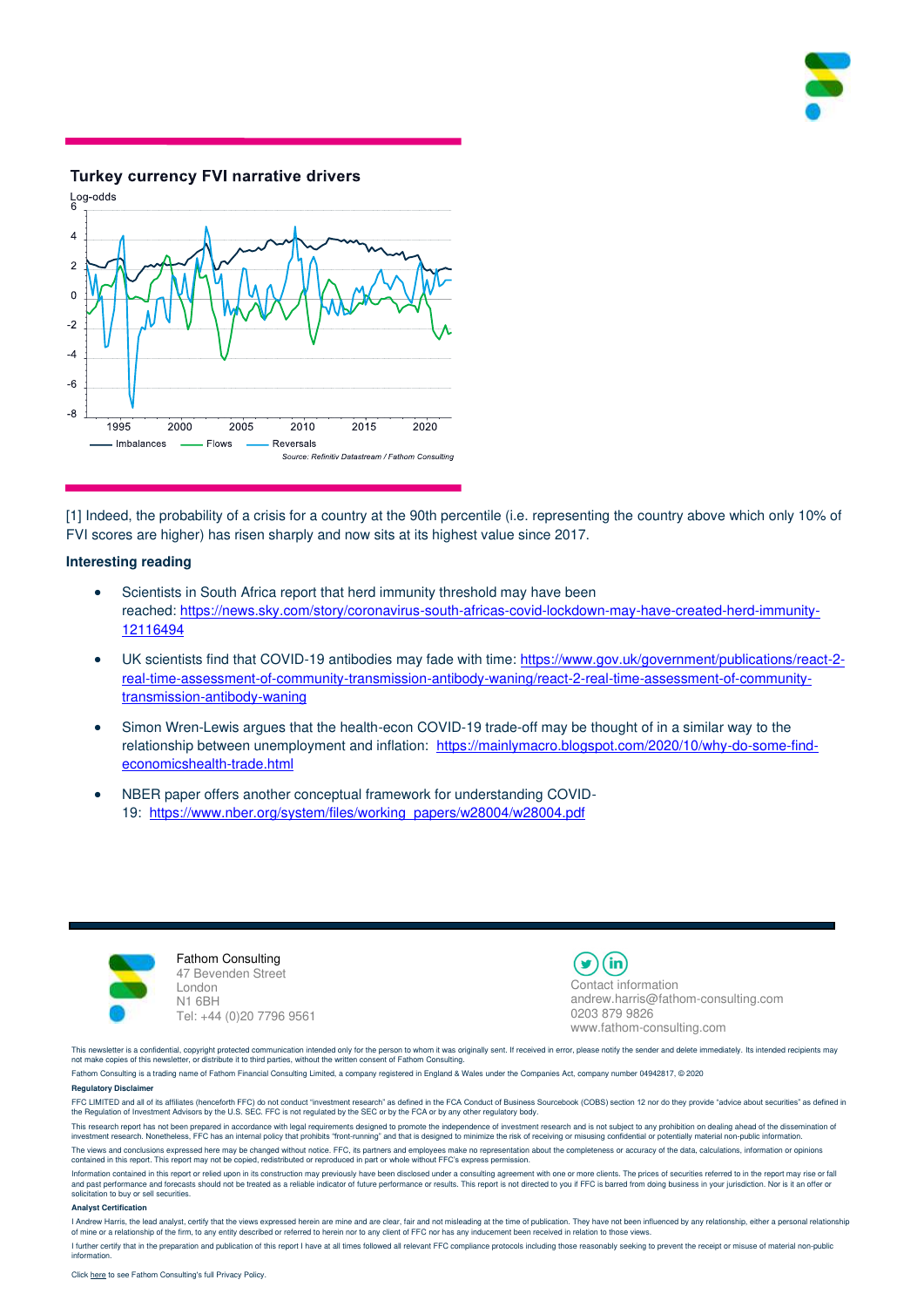**Turkey currency FVI narrative drivers**

Log-odds

6
4
2
0
-2
-4
-6
-8

1995 2000 2005 2010 2015 2020

Imbalances Flows Reversals

*Source: Refinitiv Datastream / Fathom Consulting*

[1] Indeed, the probability of a crisis for a country at the 90th percentile (i.e. representing the country above which only 10% of FVI scores are higher) has risen sharply and now sits at its highest value since 2017.

**Interesting reading**

- Scientists in South Africa report that herd immunity threshold may have been reached: https://news.sky.com/story/coronavirus-south-africas-covid-lockdown-may-have-created-herd-immunity-12116494
- UK scientists find that COVID-19 antibodies may fade with time: https://www.gov.uk/government/publications/react-2-real-time-assessment-of-community-transmission-antibody-waning/react-2-real-time-assessment-of-community-transmission-antibody-waning
- Simon Wren-Lewis argues that the health-econ COVID-19 trade-off may be thought of in a similar way to the relationship between unemployment and inflation: https://mainlymacro.blogspot.com/2020/10/why-do-some-find-economicshealth-trade.html
- NBER paper offers another conceptual framework for understanding COVID-19: https://www.nber.org/system/files/working_papers/w28004/w28004.pdf

Fathom Consulting
47 Bevenden Street
London
N1 6BH
Tel: +44 (0)20 7796 9561

Contact information
andrew.harris@fathom-consulting.com
0203 879 9826
www.fathom-consulting.com

This newsletter is a confidential, copyright protected communication intended only for the person to whom it was originally sent. If received in error, please notify the sender and delete immediately. Its intended recipients may not make copies of this newsletter, or distribute it to third parties, without the written consent of Fathom Consulting.

Fathom Consulting is a trading name of Fathom Financial Consulting Limited, a company registered in England & Wales under the Companies Act, company number 04942817, © 2020

**Regulatory Disclaimer**

FFC LIMITED and all of its affiliates (henceforth FFC) do not conduct "investment research" as defined in the FCA Conduct of Business Sourcebook (COBS) section 12 nor do they provide "advice about securities" as defined in the Regulation of Investment Advisors by the U.S. SEC. FFC is not regulated by the SEC or by the FCA or by any other regulatory body.

This research report has not been prepared in accordance with legal requirements designed to promote the independence of investment research and is not subject to any prohibition on dealing ahead of the dissemination of investment research. Nonetheless, FFC has an internal policy that prohibits "front-running" and that is designed to minimize the risk of receiving or misusing confidential or potentially material non-public information.

The views and conclusions expressed here may be changed without notice. FFC, its partners and employees make no representation about the completeness or accuracy of the data, calculations, information or opinions contained in this report. This report may not be copied, redistributed or reproduced in part or whole without FFC's express permission.

Information contained in this report or relied upon in its construction may previously have been disclosed under a consulting agreement with one or more clients. The prices of securities referred to in the report may rise or fall and past performance and forecasts should not be treated as a reliable indicator of future performance or results. This report is not directed to you if FFC is barred from doing business in your jurisdiction. Nor is it an offer or solicitation to buy or sell securities.

**Analyst Certification**

I Andrew Harris, the lead analyst, certify that the views expressed herein are mine and are clear, fair and not misleading at the time of publication. They have not been influenced by any relationship, either a personal relationship of mine or a relationship of the firm, to any entity described or referred to herein nor to any client of FFC nor has any inducement been received in relation to those views.

I further certify that in the preparation and publication of this report I have at all times followed all relevant FFC compliance protocols including those reasonably seeking to prevent the receipt or misuse of material non-public information.

Click here to see Fathom Consulting's full Privacy Policy.